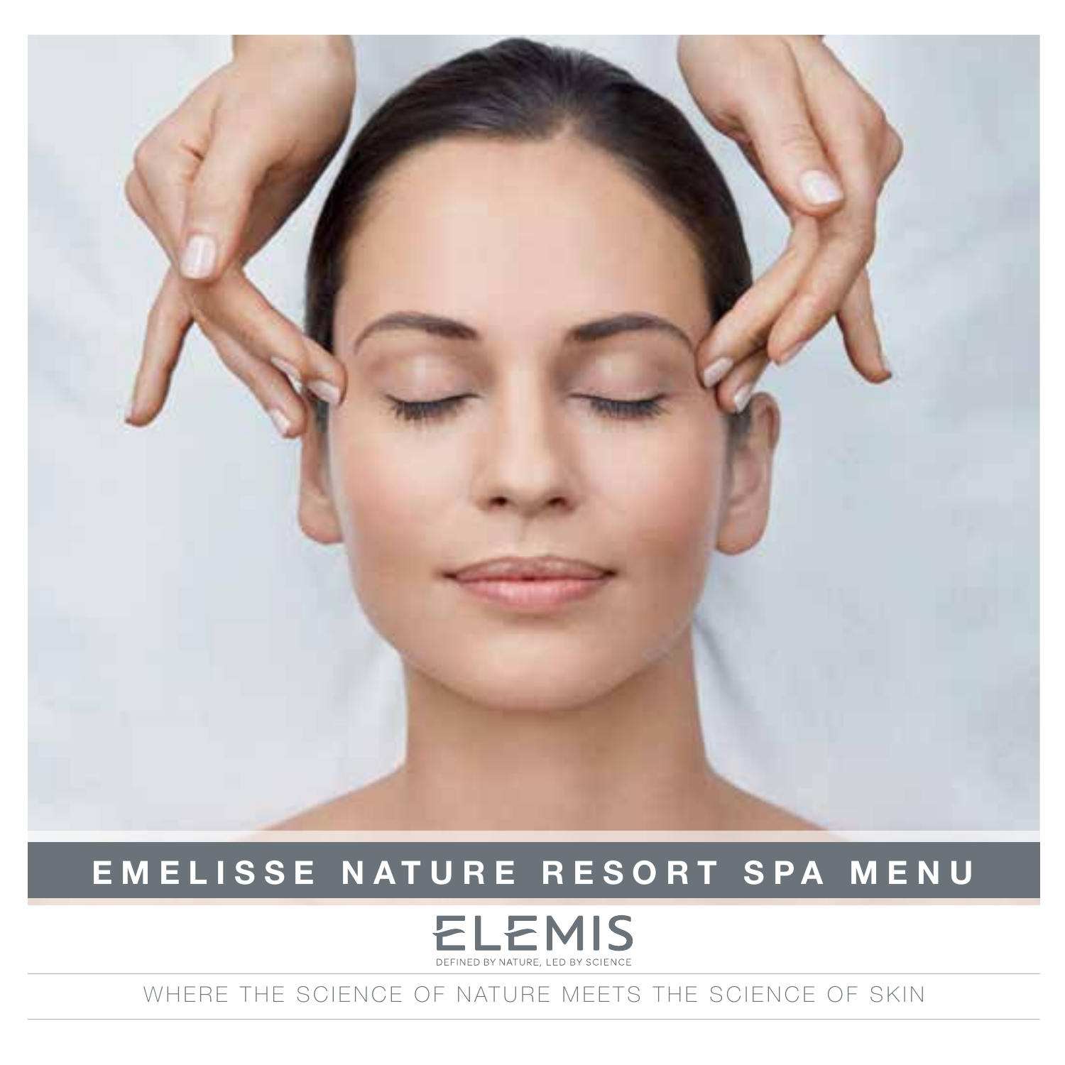# EMELISSE NATURE RESORT SPA MENU

ELEMIS

DEFINED BY NATURE, LED BY SCIENCE

WHERE THE SCIENCE OF NATURE MEETS THE SCIENCE OF SKIN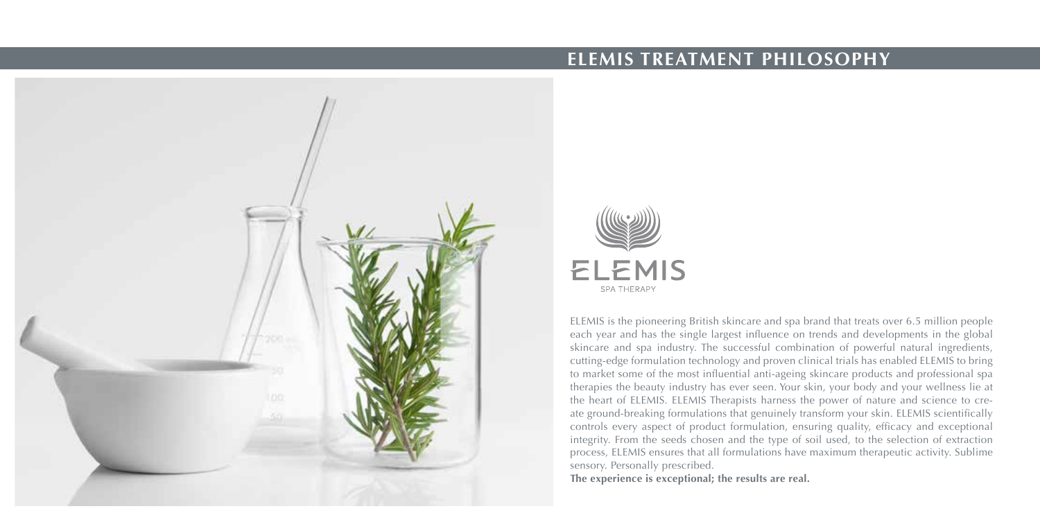# ELEMIS TREATMENT PHILOSOPHY

ELEMIS
SPA THERAPY

ELEMIS is the pioneering British skincare and spa brand that treats over 6.5 million people each year and has the single largest influence on trends and developments in the global skincare and spa industry. The successful combination of powerful natural ingredients, cutting-edge formulation technology and proven clinical trials has enabled ELEMIS to bring to market some of the most influential anti-ageing skincare products and professional spa therapies the beauty industry has ever seen. Your skin, your body and your wellness lie at the heart of ELEMIS. ELEMIS Therapists harness the power of nature and science to create ground-breaking formulations that genuinely transform your skin. ELEMIS scientifically controls every aspect of product formulation, ensuring quality, efficacy and exceptional integrity. From the seeds chosen and the type of soil used, to the selection of extraction process, ELEMIS ensures that all formulations have maximum therapeutic activity. Sublime sensory. Personally prescribed.

**The experience is exceptional; the results are real.**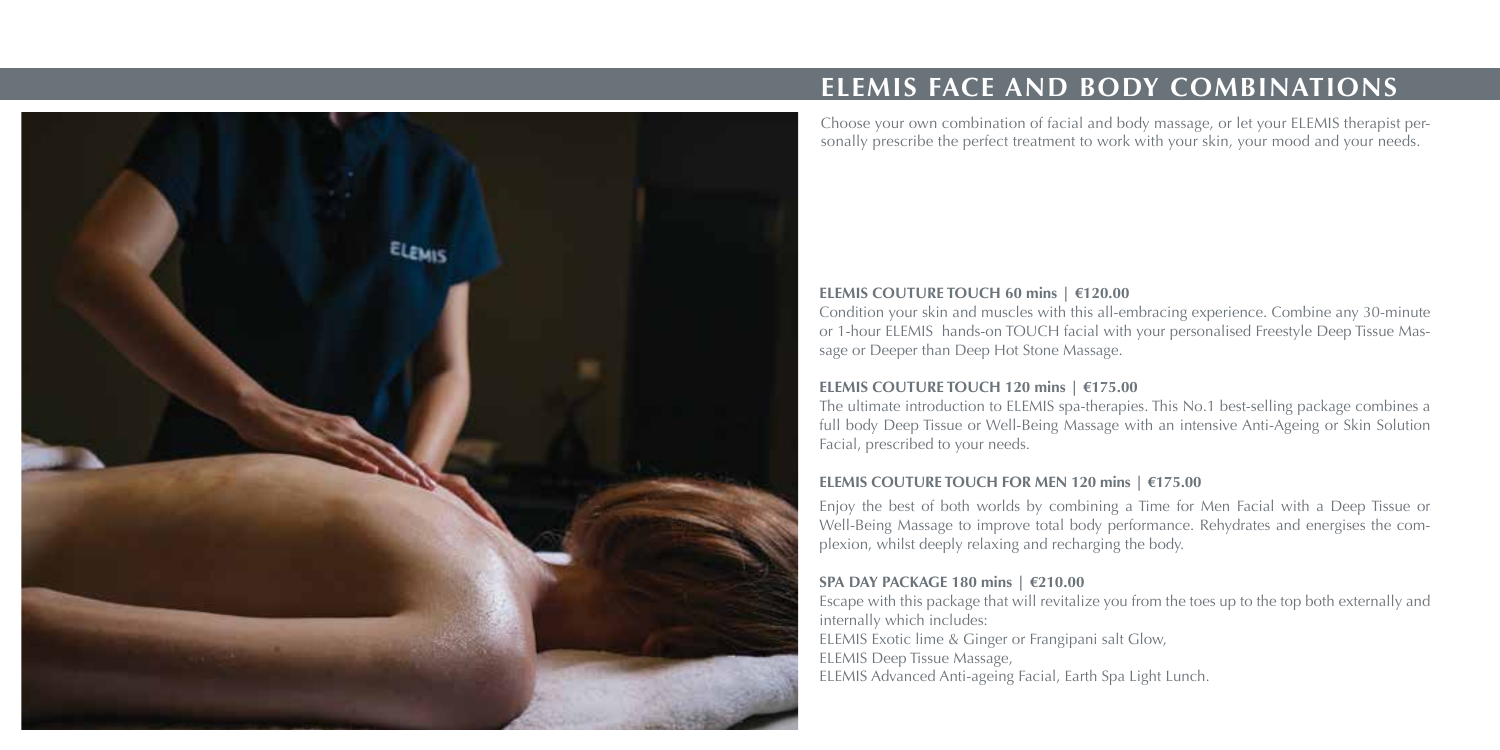# ELEMIS FACE AND BODY COMBINATIONS

Choose your own combination of facial and body massage, or let your ELEMIS therapist personally prescribe the perfect treatment to work with your skin, your mood and your needs.

**ELEMIS COUTURE TOUCH 60 mins | €120.00**

Condition your skin and muscles with this all-embracing experience. Combine any 30-minute or 1-hour ELEMIS hands-on TOUCH facial with your personalised Freestyle Deep Tissue Massage or Deeper than Deep Hot Stone Massage.

**ELEMIS COUTURE TOUCH 120 mins | €175.00**

The ultimate introduction to ELEMIS spa-therapies. This No.1 best-selling package combines a full body Deep Tissue or Well-Being Massage with an intensive Anti-Ageing or Skin Solution Facial, prescribed to your needs.

**ELEMIS COUTURE TOUCH FOR MEN 120 mins | €175.00**

Enjoy the best of both worlds by combining a Time for Men Facial with a Deep Tissue or Well-Being Massage to improve total body performance. Rehydrates and energises the complexion, whilst deeply relaxing and recharging the body.

**SPA DAY PACKAGE 180 mins | €210.00**

Escape with this package that will revitalize you from the toes up to the top both externally and internally which includes:
ELEMIS Exotic lime & Ginger or Frangipani salt Glow,
ELEMIS Deep Tissue Massage,
ELEMIS Advanced Anti-ageing Facial, Earth Spa Light Lunch.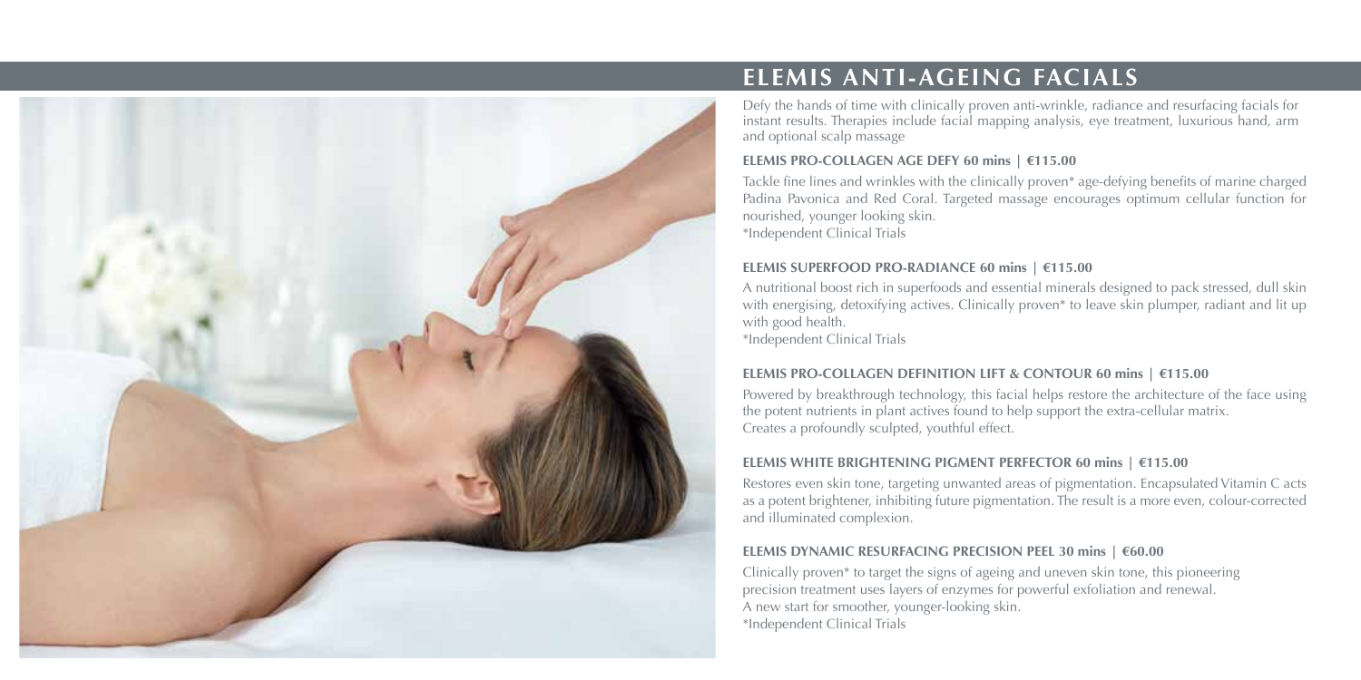# ELEMIS ANTI-AGEING FACIALS

Defy the hands of time with clinically proven anti-wrinkle, radiance and resurfacing facials for instant results. Therapies include facial mapping analysis, eye treatment, luxurious hand, arm and optional scalp massage

### ELEMIS PRO-COLLAGEN AGE DEFY 60 mins | €115.00

Tackle fine lines and wrinkles with the clinically proven* age-defying benefits of marine charged Padina Pavonica and Red Coral. Targeted massage encourages optimum cellular function for nourished, younger looking skin.
*Independent Clinical Trials

### ELEMIS SUPERFOOD PRO-RADIANCE 60 mins | €115.00

A nutritional boost rich in superfoods and essential minerals designed to pack stressed, dull skin with energising, detoxifying actives. Clinically proven* to leave skin plumper, radiant and lit up with good health.
*Independent Clinical Trials

### ELEMIS PRO-COLLAGEN DEFINITION LIFT & CONTOUR 60 mins | €115.00

Powered by breakthrough technology, this facial helps restore the architecture of the face using the potent nutrients in plant actives found to help support the extra-cellular matrix.
Creates a profoundly sculpted, youthful effect.

### ELEMIS WHITE BRIGHTENING PIGMENT PERFECTOR 60 mins | €115.00

Restores even skin tone, targeting unwanted areas of pigmentation. Encapsulated Vitamin C acts as a potent brightener, inhibiting future pigmentation. The result is a more even, colour-corrected and illuminated complexion.

### ELEMIS DYNAMIC RESURFACING PRECISION PEEL 30 mins | €60.00

Clinically proven* to target the signs of ageing and uneven skin tone, this pioneering precision treatment uses layers of enzymes for powerful exfoliation and renewal.
A new start for smoother, younger-looking skin.
*Independent Clinical Trials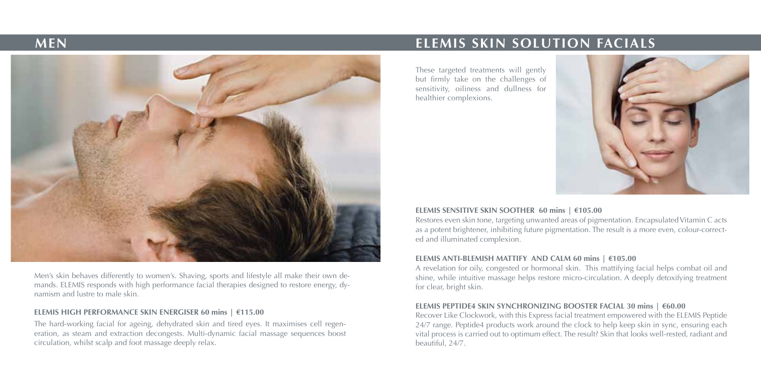## MEN

Men's skin behaves differently to women's. Shaving, sports and lifestyle all make their own demands. ELEMIS responds with high performance facial therapies designed to restore energy, dynamism and lustre to male skin.

### ELEMIS HIGH PERFORMANCE SKIN ENERGISER 60 mins | €115.00

The hard-working facial for ageing, dehydrated skin and tired eyes. It maximises cell regeneration, as steam and extraction decongests. Multi-dynamic facial massage sequences boost circulation, whilst scalp and foot massage deeply relax.

## ELEMIS SKIN SOLUTION FACIALS

These targeted treatments will gently but firmly take on the challenges of sensitivity, oiliness and dullness for healthier complexions.

### ELEMIS SENSITIVE SKIN SOOTHER 60 mins | €105.00

Restores even skin tone, targeting unwanted areas of pigmentation. Encapsulated Vitamin C acts as a potent brightener, inhibiting future pigmentation. The result is a more even, colour-corrected and illuminated complexion.

### ELEMIS ANTI-BLEMISH MATTIFY AND CALM 60 mins | €105.00

A revelation for oily, congested or hormonal skin. This mattifying facial helps combat oil and shine, while intuitive massage helps restore micro-circulation. A deeply detoxifying treatment for clear, bright skin.

### ELEMIS PEPTIDE4 SKIN SYNCHRONIZING BOOSTER FACIAL 30 mins | €60.00

Recover Like Clockwork, with this Express facial treatment empowered with the ELEMIS Peptide 24/7 range. Peptide4 products work around the clock to help keep skin in sync, ensuring each vital process is carried out to optimum effect. The result? Skin that looks well-rested, radiant and beautiful, 24/7.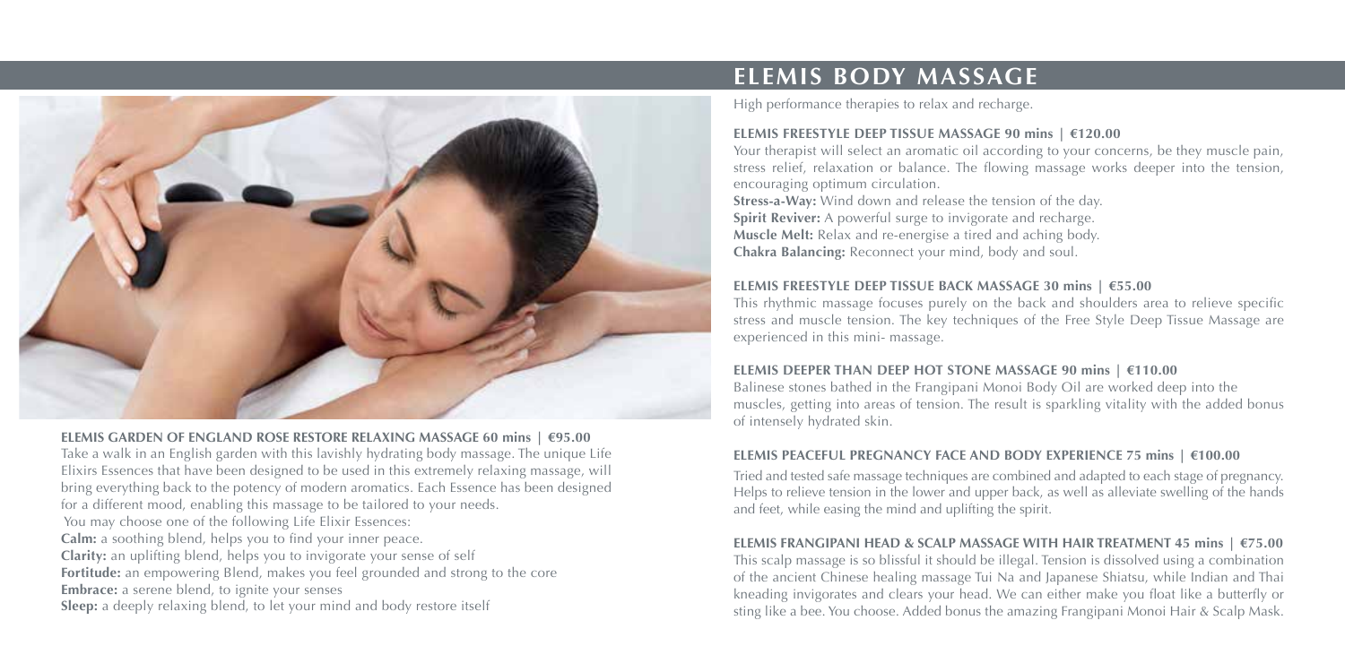## ELEMIS BODY MASSAGE

High performance therapies to relax and recharge.

**ELEMIS GARDEN OF ENGLAND ROSE RESTORE RELAXING MASSAGE 60 mins | €95.00**

Take a walk in an English garden with this lavishly hydrating body massage. The unique Life Elixirs Essences that have been designed to be used in this extremely relaxing massage, will bring everything back to the potency of modern aromatics. Each Essence has been designed for a different mood, enabling this massage to be tailored to your needs.

You may choose one of the following Life Elixir Essences:

**Calm:** a soothing blend, helps you to find your inner peace.
**Clarity:** an uplifting blend, helps you to invigorate your sense of self
**Fortitude:** an empowering Blend, makes you feel grounded and strong to the core
**Embrace:** a serene blend, to ignite your senses
**Sleep:** a deeply relaxing blend, to let your mind and body restore itself

**ELEMIS FREESTYLE DEEP TISSUE MASSAGE 90 mins | €120.00**

Your therapist will select an aromatic oil according to your concerns, be they muscle pain, stress relief, relaxation or balance. The flowing massage works deeper into the tension, encouraging optimum circulation.

**Stress-a-Way:** Wind down and release the tension of the day.
**Spirit Reviver:** A powerful surge to invigorate and recharge.
**Muscle Melt:** Relax and re-energise a tired and aching body.
**Chakra Balancing:** Reconnect your mind, body and soul.

**ELEMIS FREESTYLE DEEP TISSUE BACK MASSAGE 30 mins | €55.00**

This rhythmic massage focuses purely on the back and shoulders area to relieve specific stress and muscle tension. The key techniques of the Free Style Deep Tissue Massage are experienced in this mini- massage.

**ELEMIS DEEPER THAN DEEP HOT STONE MASSAGE 90 mins | €110.00**

Balinese stones bathed in the Frangipani Monoi Body Oil are worked deep into the muscles, getting into areas of tension. The result is sparkling vitality with the added bonus of intensely hydrated skin.

**ELEMIS PEACEFUL PREGNANCY FACE AND BODY EXPERIENCE 75 mins | €100.00**

Tried and tested safe massage techniques are combined and adapted to each stage of pregnancy. Helps to relieve tension in the lower and upper back, as well as alleviate swelling of the hands and feet, while easing the mind and uplifting the spirit.

**ELEMIS FRANGIPANI HEAD & SCALP MASSAGE WITH HAIR TREATMENT 45 mins | €75.00**

This scalp massage is so blissful it should be illegal. Tension is dissolved using a combination of the ancient Chinese healing massage Tui Na and Japanese Shiatsu, while Indian and Thai kneading invigorates and clears your head. We can either make you float like a butterfly or sting like a bee. You choose. Added bonus the amazing Frangipani Monoi Hair & Scalp Mask.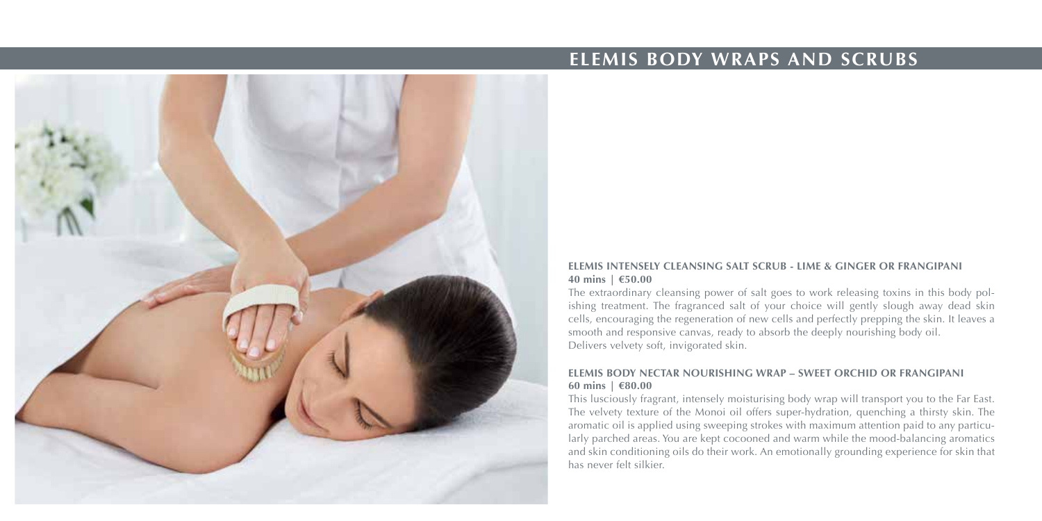# ELEMIS BODY WRAPS AND SCRUBS

### ELEMIS INTENSELY CLEANSING SALT SCRUB - LIME & GINGER OR FRANGIPANI

**40 mins | €50.00**

The extraordinary cleansing power of salt goes to work releasing toxins in this body polishing treatment. The fragranced salt of your choice will gently slough away dead skin cells, encouraging the regeneration of new cells and perfectly prepping the skin. It leaves a smooth and responsive canvas, ready to absorb the deeply nourishing body oil.
Delivers velvety soft, invigorated skin.

### ELEMIS BODY NECTAR NOURISHING WRAP – SWEET ORCHID OR FRANGIPANI

**60 mins | €80.00**

This lusciously fragrant, intensely moisturising body wrap will transport you to the Far East. The velvety texture of the Monoi oil offers super-hydration, quenching a thirsty skin. The aromatic oil is applied using sweeping strokes with maximum attention paid to any particularly parched areas. You are kept cocooned and warm while the mood-balancing aromatics and skin conditioning oils do their work. An emotionally grounding experience for skin that has never felt silkier.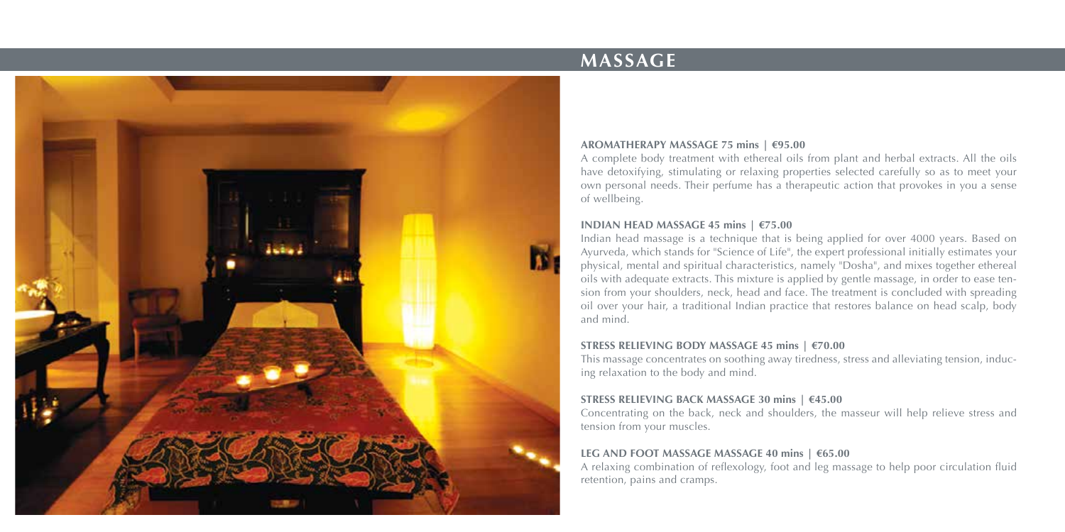# MASSAGE

### AROMATHERAPY MASSAGE 75 mins | €95.00

A complete body treatment with ethereal oils from plant and herbal extracts. All the oils have detoxifying, stimulating or relaxing properties selected carefully so as to meet your own personal needs. Their perfume has a therapeutic action that provokes in you a sense of wellbeing.

### INDIAN HEAD MASSAGE 45 mins | €75.00

Indian head massage is a technique that is being applied for over 4000 years. Based on Ayurveda, which stands for "Science of Life", the expert professional initially estimates your physical, mental and spiritual characteristics, namely "Dosha", and mixes together ethereal oils with adequate extracts. This mixture is applied by gentle massage, in order to ease tension from your shoulders, neck, head and face. The treatment is concluded with spreading oil over your hair, a traditional Indian practice that restores balance on head scalp, body and mind.

### STRESS RELIEVING BODY MASSAGE 45 mins | €70.00

This massage concentrates on soothing away tiredness, stress and alleviating tension, inducing relaxation to the body and mind.

### STRESS RELIEVING BACK MASSAGE 30 mins | €45.00

Concentrating on the back, neck and shoulders, the masseur will help relieve stress and tension from your muscles.

### LEG AND FOOT MASSAGE MASSAGE 40 mins | €65.00

A relaxing combination of reflexology, foot and leg massage to help poor circulation fluid retention, pains and cramps.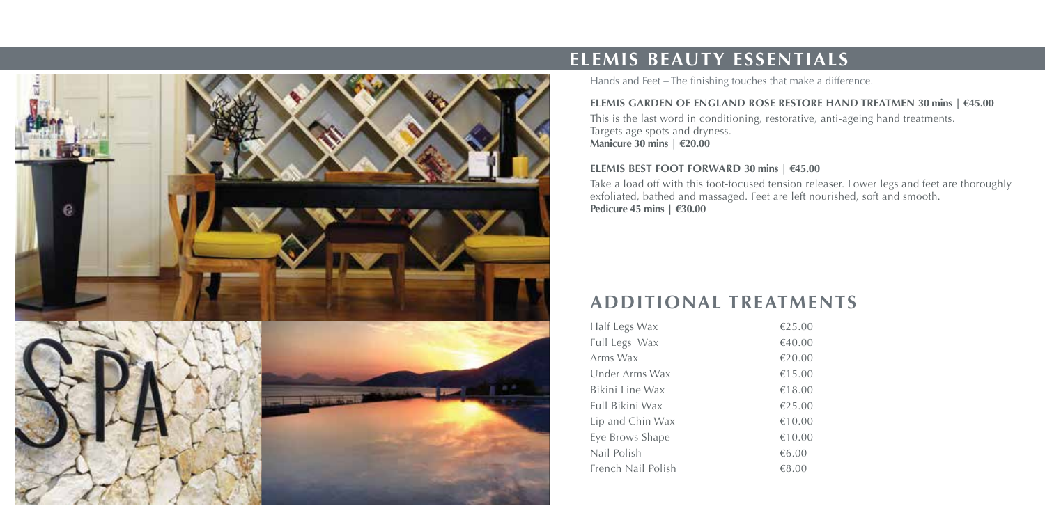## ELEMIS BEAUTY ESSENTIALS

Hands and Feet – The finishing touches that make a difference.

**ELEMIS GARDEN OF ENGLAND ROSE RESTORE HAND TREATMEN 30 mins | €45.00**

This is the last word in conditioning, restorative, anti-ageing hand treatments.
Targets age spots and dryness.
**Manicure 30 mins | €20.00**

**ELEMIS BEST FOOT FORWARD 30 mins | €45.00**

Take a load off with this foot-focused tension releaser. Lower legs and feet are thoroughly exfoliated, bathed and massaged. Feet are left nourished, soft and smooth.
**Pedicure 45 mins | €30.00**

## ADDITIONAL TREATMENTS

| | |
|---|---|
| Half Legs Wax | €25.00 |
| Full Legs Wax | €40.00 |
| Arms Wax | €20.00 |
| Under Arms Wax | €15.00 |
| Bikini Line Wax | €18.00 |
| Full Bikini Wax | €25.00 |
| Lip and Chin Wax | €10.00 |
| Eye Brows Shape | €10.00 |
| Nail Polish | €6.00 |
| French Nail Polish | €8.00 |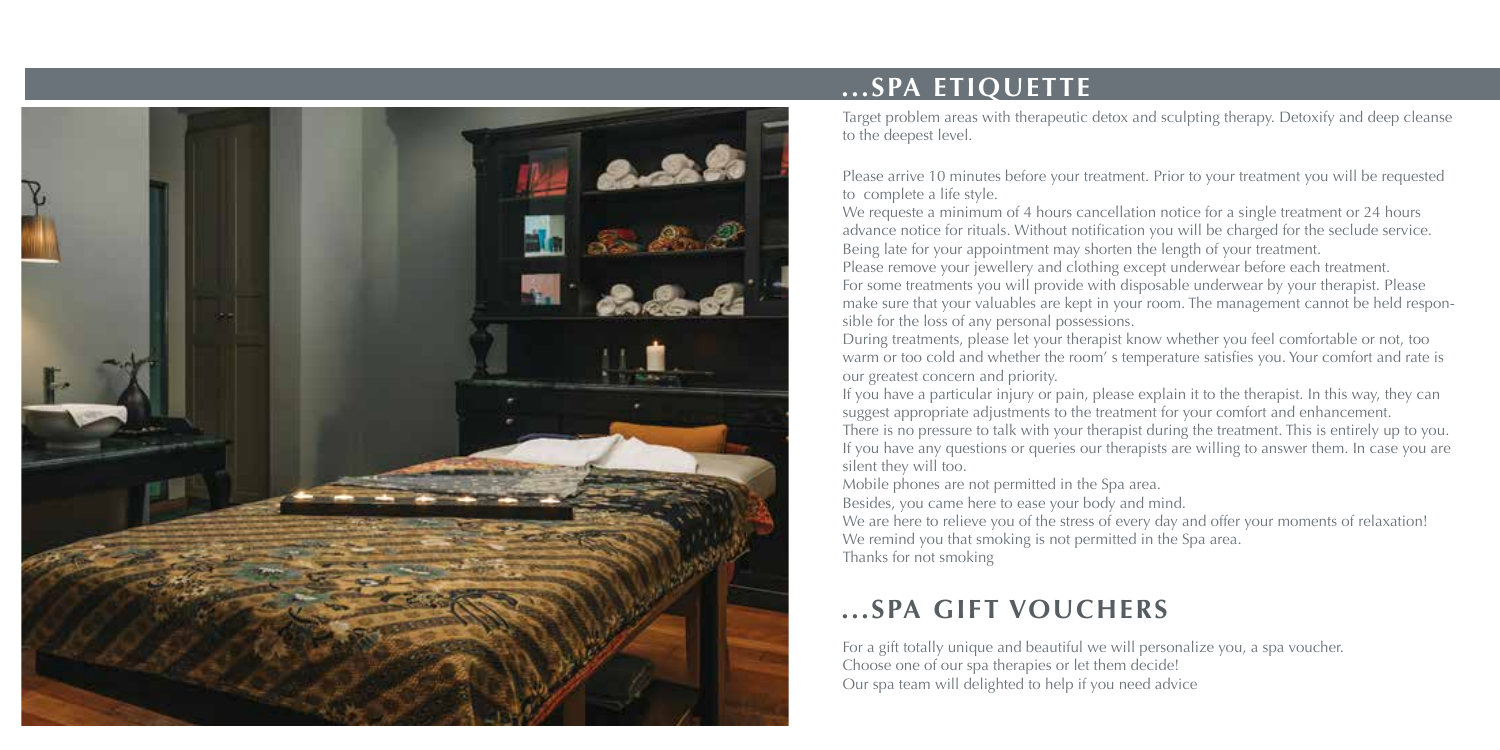## ...SPA ETIQUETTE

Target problem areas with therapeutic detox and sculpting therapy. Detoxify and deep cleanse to the deepest level.

Please arrive 10 minutes before your treatment. Prior to your treatment you will be requested to complete a life style.
We requeste a minimum of 4 hours cancellation notice for a single treatment or 24 hours advance notice for rituals. Without notification you will be charged for the seclude service.
Being late for your appointment may shorten the length of your treatment.
Please remove your jewellery and clothing except underwear before each treatment.
For some treatments you will provide with disposable underwear by your therapist. Please make sure that your valuables are kept in your room. The management cannot be held responsible for the loss of any personal possessions.
During treatments, please let your therapist know whether you feel comfortable or not, too warm or too cold and whether the room' s temperature satisfies you. Your comfort and rate is our greatest concern and priority.
If you have a particular injury or pain, please explain it to the therapist. In this way, they can suggest appropriate adjustments to the treatment for your comfort and enhancement.
There is no pressure to talk with your therapist during the treatment. This is entirely up to you. If you have any questions or queries our therapists are willing to answer them. In case you are silent they will too.
Mobile phones are not permitted in the Spa area.
Besides, you came here to ease your body and mind.
We are here to relieve you of the stress of every day and offer your moments of relaxation!
We remind you that smoking is not permitted in the Spa area.
Thanks for not smoking

## ...SPA GIFT VOUCHERS

For a gift totally unique and beautiful we will personalize you, a spa voucher.
Choose one of our spa therapies or let them decide!
Our spa team will delighted to help if you need advice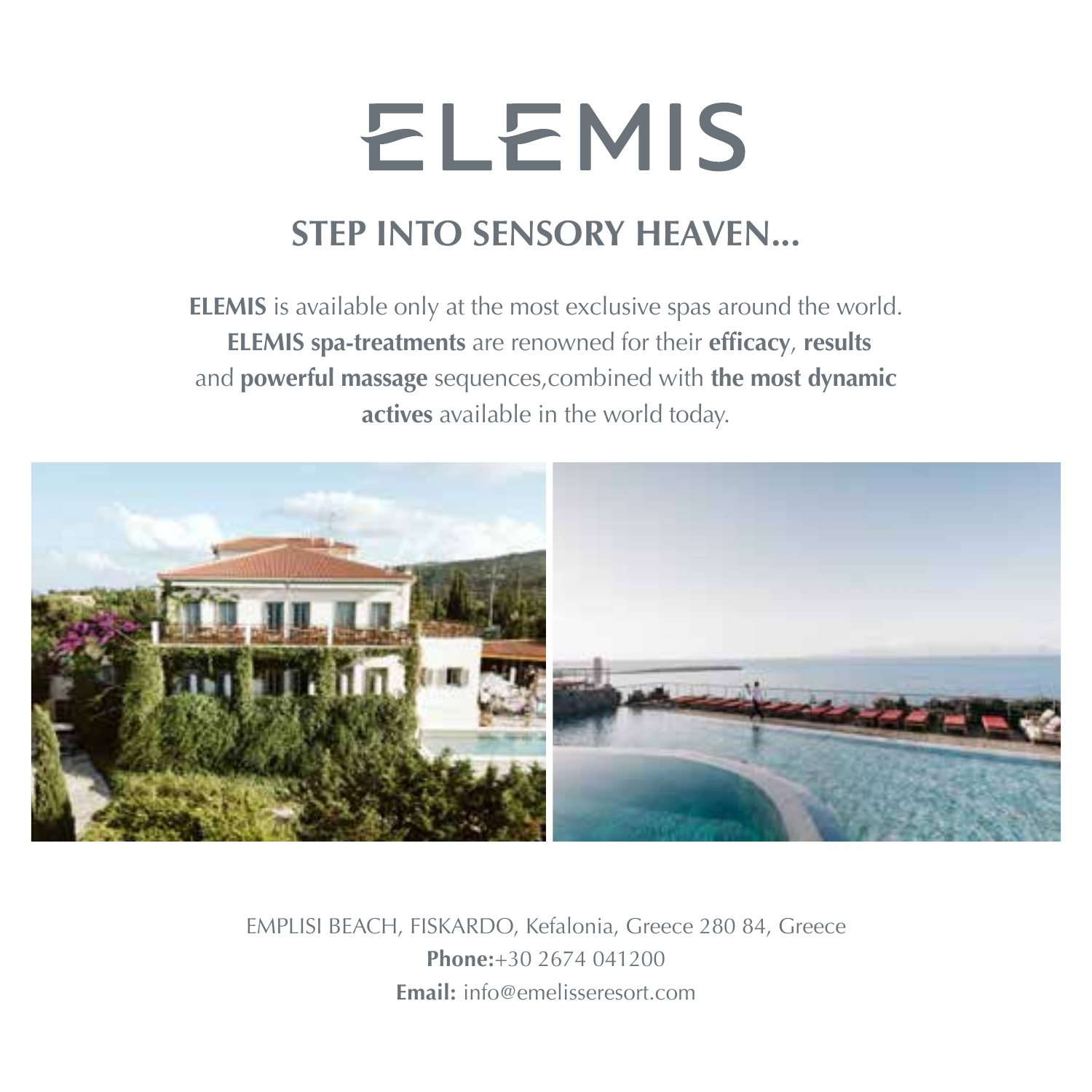# ELEMIS

## STEP INTO SENSORY HEAVEN...

**ELEMIS** is available only at the most exclusive spas around the world. **ELEMIS spa-treatments** are renowned for their **efficacy**, **results** and **powerful massage** sequences,combined with **the most dynamic actives** available in the world today.

EMPLISI BEACH, FISKARDO, Kefalonia, Greece 280 84, Greece

**Phone:**+30 2674 041200

**Email:** info@emelisseresort.com